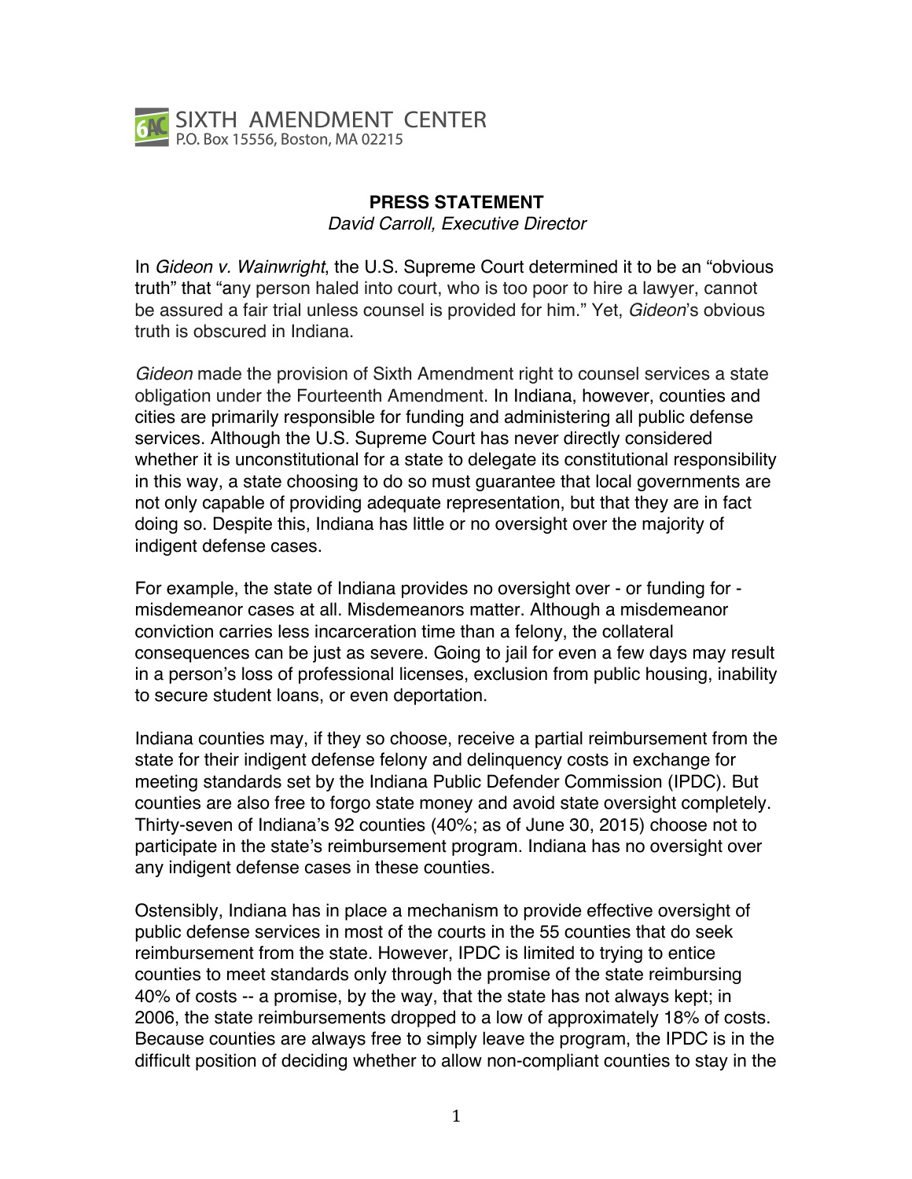SIXTH AMENDMENT CENTER
P.O. Box 15556, Boston, MA 02215

**PRESS STATEMENT**
*David Carroll, Executive Director*

In *Gideon v. Wainwright*, the U.S. Supreme Court determined it to be an "obvious truth" that "any person haled into court, who is too poor to hire a lawyer, cannot be assured a fair trial unless counsel is provided for him." Yet, *Gideon*'s obvious truth is obscured in Indiana.

*Gideon* made the provision of Sixth Amendment right to counsel services a state obligation under the Fourteenth Amendment. In Indiana, however, counties and cities are primarily responsible for funding and administering all public defense services. Although the U.S. Supreme Court has never directly considered whether it is unconstitutional for a state to delegate its constitutional responsibility in this way, a state choosing to do so must guarantee that local governments are not only capable of providing adequate representation, but that they are in fact doing so. Despite this, Indiana has little or no oversight over the majority of indigent defense cases.

For example, the state of Indiana provides no oversight over - or funding for - misdemeanor cases at all. Misdemeanors matter. Although a misdemeanor conviction carries less incarceration time than a felony, the collateral consequences can be just as severe. Going to jail for even a few days may result in a person's loss of professional licenses, exclusion from public housing, inability to secure student loans, or even deportation.

Indiana counties may, if they so choose, receive a partial reimbursement from the state for their indigent defense felony and delinquency costs in exchange for meeting standards set by the Indiana Public Defender Commission (IPDC). But counties are also free to forgo state money and avoid state oversight completely. Thirty-seven of Indiana's 92 counties (40%; as of June 30, 2015) choose not to participate in the state's reimbursement program. Indiana has no oversight over any indigent defense cases in these counties.

Ostensibly, Indiana has in place a mechanism to provide effective oversight of public defense services in most of the courts in the 55 counties that do seek reimbursement from the state. However, IPDC is limited to trying to entice counties to meet standards only through the promise of the state reimbursing 40% of costs -- a promise, by the way, that the state has not always kept; in 2006, the state reimbursements dropped to a low of approximately 18% of costs. Because counties are always free to simply leave the program, the IPDC is in the difficult position of deciding whether to allow non-compliant counties to stay in the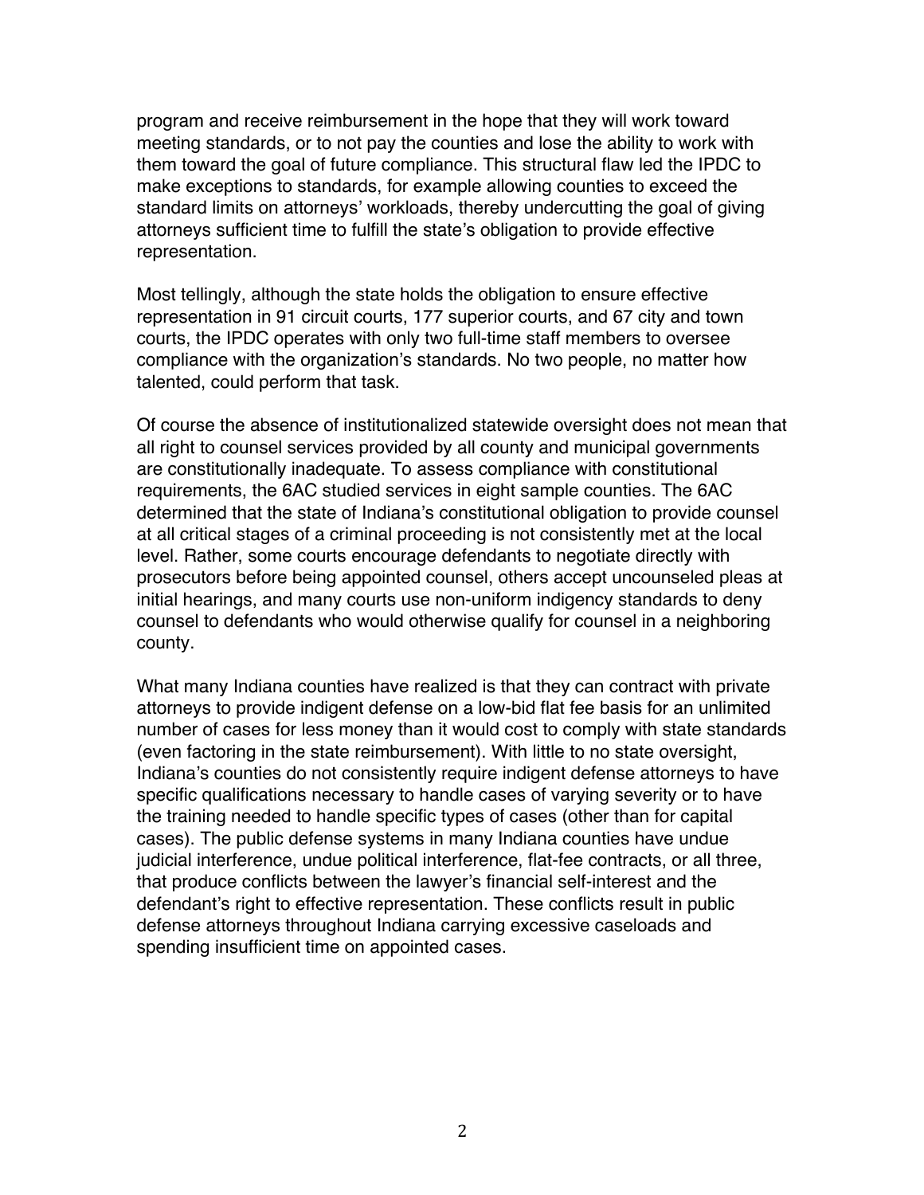program and receive reimbursement in the hope that they will work toward meeting standards, or to not pay the counties and lose the ability to work with them toward the goal of future compliance. This structural flaw led the IPDC to make exceptions to standards, for example allowing counties to exceed the standard limits on attorneys' workloads, thereby undercutting the goal of giving attorneys sufficient time to fulfill the state's obligation to provide effective representation.

Most tellingly, although the state holds the obligation to ensure effective representation in 91 circuit courts, 177 superior courts, and 67 city and town courts, the IPDC operates with only two full-time staff members to oversee compliance with the organization's standards. No two people, no matter how talented, could perform that task.

Of course the absence of institutionalized statewide oversight does not mean that all right to counsel services provided by all county and municipal governments are constitutionally inadequate. To assess compliance with constitutional requirements, the 6AC studied services in eight sample counties. The 6AC determined that the state of Indiana's constitutional obligation to provide counsel at all critical stages of a criminal proceeding is not consistently met at the local level. Rather, some courts encourage defendants to negotiate directly with prosecutors before being appointed counsel, others accept uncounseled pleas at initial hearings, and many courts use non-uniform indigency standards to deny counsel to defendants who would otherwise qualify for counsel in a neighboring county.

What many Indiana counties have realized is that they can contract with private attorneys to provide indigent defense on a low-bid flat fee basis for an unlimited number of cases for less money than it would cost to comply with state standards (even factoring in the state reimbursement). With little to no state oversight, Indiana's counties do not consistently require indigent defense attorneys to have specific qualifications necessary to handle cases of varying severity or to have the training needed to handle specific types of cases (other than for capital cases). The public defense systems in many Indiana counties have undue judicial interference, undue political interference, flat-fee contracts, or all three, that produce conflicts between the lawyer's financial self-interest and the defendant's right to effective representation. These conflicts result in public defense attorneys throughout Indiana carrying excessive caseloads and spending insufficient time on appointed cases.